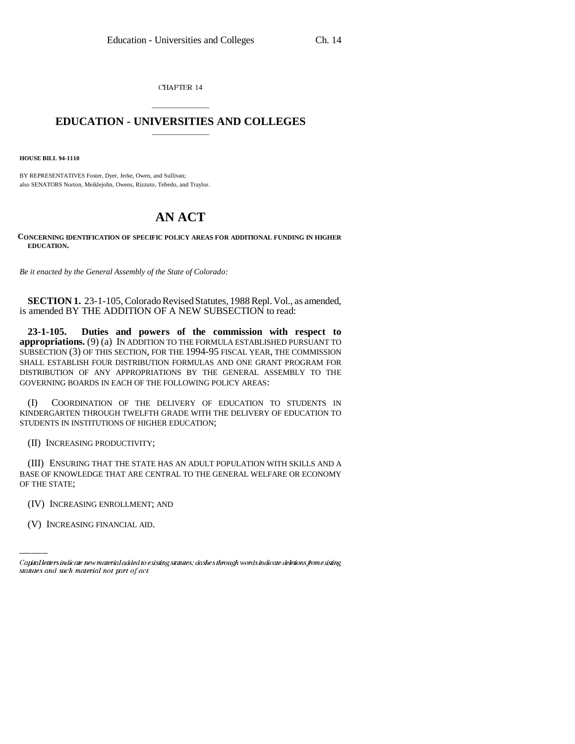CHAPTER 14

# EDUCATION - UNIVERSITIES AND COLLEGES

**HOUSE BILL 94-1110**

BY REPRESENTATIVES Foster, Dyer, Jerke, Owen, and Sullivan;
also SENATORS Norton, Meiklejohn, Owens, Rizzuto, Tebedo, and Traylor.

# AN ACT

**CONCERNING IDENTIFICATION OF SPECIFIC POLICY AREAS FOR ADDITIONAL FUNDING IN HIGHER EDUCATION.**

*Be it enacted by the General Assembly of the State of Colorado:*

**SECTION 1.** 23-1-105, Colorado Revised Statutes, 1988 Repl. Vol., as amended, is amended BY THE ADDITION OF A NEW SUBSECTION to read:

**23-1-105. Duties and powers of the commission with respect to appropriations.** (9) (a) IN ADDITION TO THE FORMULA ESTABLISHED PURSUANT TO SUBSECTION (3) OF THIS SECTION, FOR THE 1994-95 FISCAL YEAR, THE COMMISSION SHALL ESTABLISH FOUR DISTRIBUTION FORMULAS AND ONE GRANT PROGRAM FOR DISTRIBUTION OF ANY APPROPRIATIONS BY THE GENERAL ASSEMBLY TO THE GOVERNING BOARDS IN EACH OF THE FOLLOWING POLICY AREAS:

(I) COORDINATION OF THE DELIVERY OF EDUCATION TO STUDENTS IN KINDERGARTEN THROUGH TWELFTH GRADE WITH THE DELIVERY OF EDUCATION TO STUDENTS IN INSTITUTIONS OF HIGHER EDUCATION;

(II) INCREASING PRODUCTIVITY;

(III) ENSURING THAT THE STATE HAS AN ADULT POPULATION WITH SKILLS AND A BASE OF KNOWLEDGE THAT ARE CENTRAL TO THE GENERAL WELFARE OR ECONOMY OF THE STATE;

(IV) INCREASING ENROLLMENT; AND

(V) INCREASING FINANCIAL AID.

*Capital letters indicate new material added to existing statutes; dashes through words indicate deletions from existing statutes and such material not part of act.*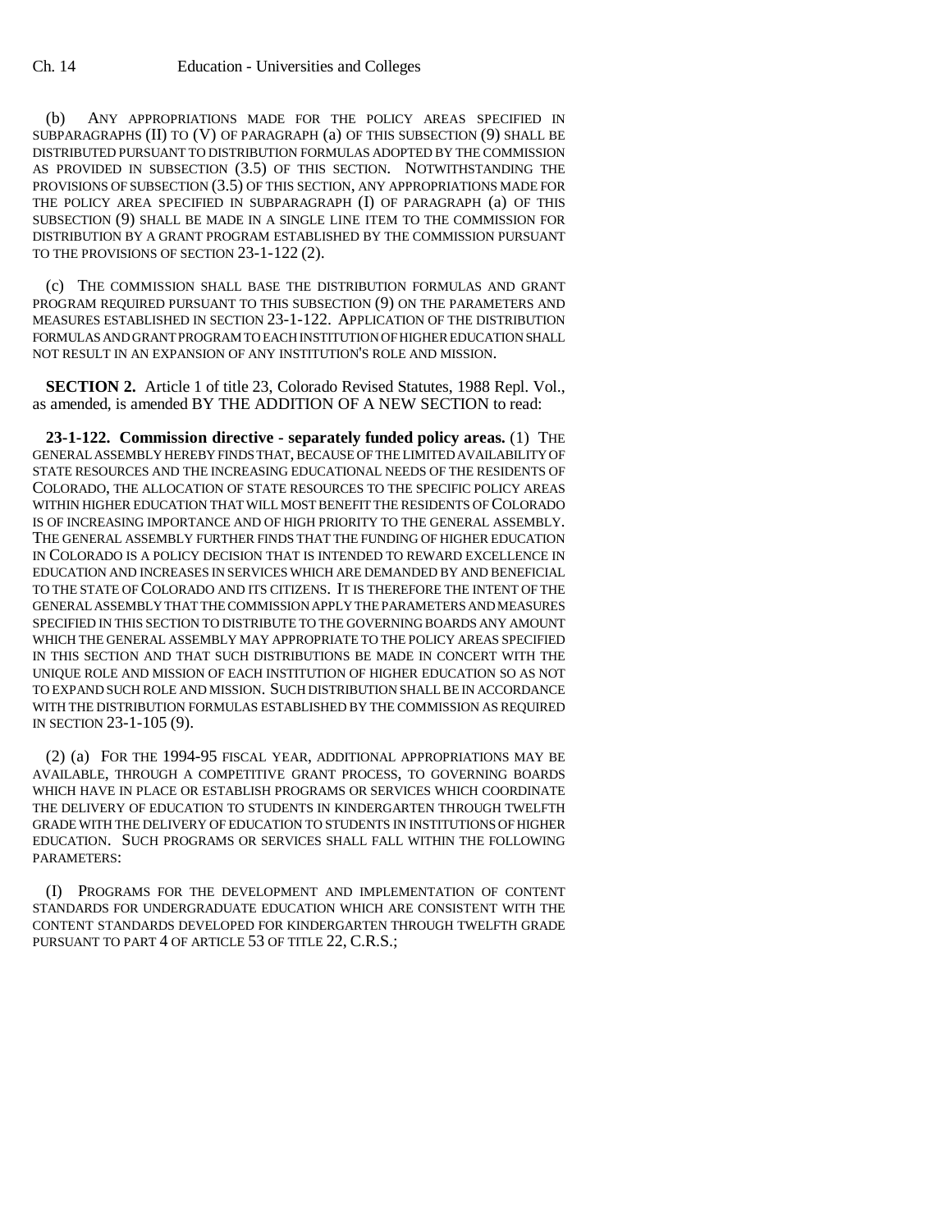(b) ANY APPROPRIATIONS MADE FOR THE POLICY AREAS SPECIFIED IN SUBPARAGRAPHS (II) TO (V) OF PARAGRAPH (a) OF THIS SUBSECTION (9) SHALL BE DISTRIBUTED PURSUANT TO DISTRIBUTION FORMULAS ADOPTED BY THE COMMISSION AS PROVIDED IN SUBSECTION (3.5) OF THIS SECTION. NOTWITHSTANDING THE PROVISIONS OF SUBSECTION (3.5) OF THIS SECTION, ANY APPROPRIATIONS MADE FOR THE POLICY AREA SPECIFIED IN SUBPARAGRAPH (I) OF PARAGRAPH (a) OF THIS SUBSECTION (9) SHALL BE MADE IN A SINGLE LINE ITEM TO THE COMMISSION FOR DISTRIBUTION BY A GRANT PROGRAM ESTABLISHED BY THE COMMISSION PURSUANT TO THE PROVISIONS OF SECTION 23-1-122 (2).

(c) THE COMMISSION SHALL BASE THE DISTRIBUTION FORMULAS AND GRANT PROGRAM REQUIRED PURSUANT TO THIS SUBSECTION (9) ON THE PARAMETERS AND MEASURES ESTABLISHED IN SECTION 23-1-122. APPLICATION OF THE DISTRIBUTION FORMULAS AND GRANT PROGRAM TO EACH INSTITUTION OF HIGHER EDUCATION SHALL NOT RESULT IN AN EXPANSION OF ANY INSTITUTION'S ROLE AND MISSION.

**SECTION 2.** Article 1 of title 23, Colorado Revised Statutes, 1988 Repl. Vol., as amended, is amended BY THE ADDITION OF A NEW SECTION to read:

**23-1-122. Commission directive - separately funded policy areas.** (1) THE GENERAL ASSEMBLY HEREBY FINDS THAT, BECAUSE OF THE LIMITED AVAILABILITY OF STATE RESOURCES AND THE INCREASING EDUCATIONAL NEEDS OF THE RESIDENTS OF COLORADO, THE ALLOCATION OF STATE RESOURCES TO THE SPECIFIC POLICY AREAS WITHIN HIGHER EDUCATION THAT WILL MOST BENEFIT THE RESIDENTS OF COLORADO IS OF INCREASING IMPORTANCE AND OF HIGH PRIORITY TO THE GENERAL ASSEMBLY. THE GENERAL ASSEMBLY FURTHER FINDS THAT THE FUNDING OF HIGHER EDUCATION IN COLORADO IS A POLICY DECISION THAT IS INTENDED TO REWARD EXCELLENCE IN EDUCATION AND INCREASES IN SERVICES WHICH ARE DEMANDED BY AND BENEFICIAL TO THE STATE OF COLORADO AND ITS CITIZENS. IT IS THEREFORE THE INTENT OF THE GENERAL ASSEMBLY THAT THE COMMISSION APPLY THE PARAMETERS AND MEASURES SPECIFIED IN THIS SECTION TO DISTRIBUTE TO THE GOVERNING BOARDS ANY AMOUNT WHICH THE GENERAL ASSEMBLY MAY APPROPRIATE TO THE POLICY AREAS SPECIFIED IN THIS SECTION AND THAT SUCH DISTRIBUTIONS BE MADE IN CONCERT WITH THE UNIQUE ROLE AND MISSION OF EACH INSTITUTION OF HIGHER EDUCATION SO AS NOT TO EXPAND SUCH ROLE AND MISSION. SUCH DISTRIBUTION SHALL BE IN ACCORDANCE WITH THE DISTRIBUTION FORMULAS ESTABLISHED BY THE COMMISSION AS REQUIRED IN SECTION 23-1-105 (9).

(2) (a) FOR THE 1994-95 FISCAL YEAR, ADDITIONAL APPROPRIATIONS MAY BE AVAILABLE, THROUGH A COMPETITIVE GRANT PROCESS, TO GOVERNING BOARDS WHICH HAVE IN PLACE OR ESTABLISH PROGRAMS OR SERVICES WHICH COORDINATE THE DELIVERY OF EDUCATION TO STUDENTS IN KINDERGARTEN THROUGH TWELFTH GRADE WITH THE DELIVERY OF EDUCATION TO STUDENTS IN INSTITUTIONS OF HIGHER EDUCATION. SUCH PROGRAMS OR SERVICES SHALL FALL WITHIN THE FOLLOWING PARAMETERS:

(I) PROGRAMS FOR THE DEVELOPMENT AND IMPLEMENTATION OF CONTENT STANDARDS FOR UNDERGRADUATE EDUCATION WHICH ARE CONSISTENT WITH THE CONTENT STANDARDS DEVELOPED FOR KINDERGARTEN THROUGH TWELFTH GRADE PURSUANT TO PART 4 OF ARTICLE 53 OF TITLE 22, C.R.S.;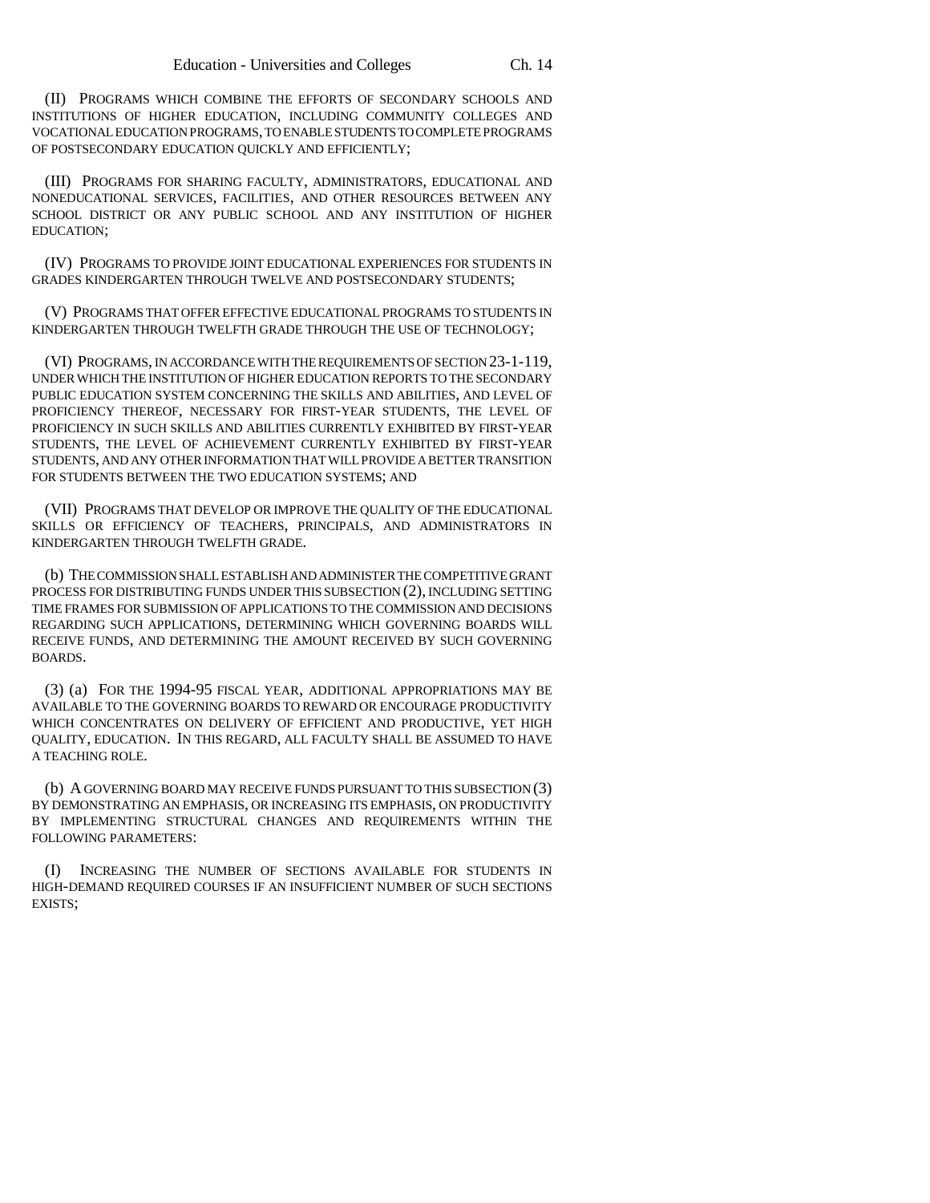(II) PROGRAMS WHICH COMBINE THE EFFORTS OF SECONDARY SCHOOLS AND INSTITUTIONS OF HIGHER EDUCATION, INCLUDING COMMUNITY COLLEGES AND VOCATIONAL EDUCATION PROGRAMS, TO ENABLE STUDENTS TO COMPLETE PROGRAMS OF POSTSECONDARY EDUCATION QUICKLY AND EFFICIENTLY;

(III) PROGRAMS FOR SHARING FACULTY, ADMINISTRATORS, EDUCATIONAL AND NONEDUCATIONAL SERVICES, FACILITIES, AND OTHER RESOURCES BETWEEN ANY SCHOOL DISTRICT OR ANY PUBLIC SCHOOL AND ANY INSTITUTION OF HIGHER EDUCATION;

(IV) PROGRAMS TO PROVIDE JOINT EDUCATIONAL EXPERIENCES FOR STUDENTS IN GRADES KINDERGARTEN THROUGH TWELVE AND POSTSECONDARY STUDENTS;

(V) PROGRAMS THAT OFFER EFFECTIVE EDUCATIONAL PROGRAMS TO STUDENTS IN KINDERGARTEN THROUGH TWELFTH GRADE THROUGH THE USE OF TECHNOLOGY;

(VI) PROGRAMS, IN ACCORDANCE WITH THE REQUIREMENTS OF SECTION 23-1-119, UNDER WHICH THE INSTITUTION OF HIGHER EDUCATION REPORTS TO THE SECONDARY PUBLIC EDUCATION SYSTEM CONCERNING THE SKILLS AND ABILITIES, AND LEVEL OF PROFICIENCY THEREOF, NECESSARY FOR FIRST-YEAR STUDENTS, THE LEVEL OF PROFICIENCY IN SUCH SKILLS AND ABILITIES CURRENTLY EXHIBITED BY FIRST-YEAR STUDENTS, THE LEVEL OF ACHIEVEMENT CURRENTLY EXHIBITED BY FIRST-YEAR STUDENTS, AND ANY OTHER INFORMATION THAT WILL PROVIDE A BETTER TRANSITION FOR STUDENTS BETWEEN THE TWO EDUCATION SYSTEMS; AND

(VII) PROGRAMS THAT DEVELOP OR IMPROVE THE QUALITY OF THE EDUCATIONAL SKILLS OR EFFICIENCY OF TEACHERS, PRINCIPALS, AND ADMINISTRATORS IN KINDERGARTEN THROUGH TWELFTH GRADE.

(b) THE COMMISSION SHALL ESTABLISH AND ADMINISTER THE COMPETITIVE GRANT PROCESS FOR DISTRIBUTING FUNDS UNDER THIS SUBSECTION (2), INCLUDING SETTING TIME FRAMES FOR SUBMISSION OF APPLICATIONS TO THE COMMISSION AND DECISIONS REGARDING SUCH APPLICATIONS, DETERMINING WHICH GOVERNING BOARDS WILL RECEIVE FUNDS, AND DETERMINING THE AMOUNT RECEIVED BY SUCH GOVERNING BOARDS.

(3) (a) FOR THE 1994-95 FISCAL YEAR, ADDITIONAL APPROPRIATIONS MAY BE AVAILABLE TO THE GOVERNING BOARDS TO REWARD OR ENCOURAGE PRODUCTIVITY WHICH CONCENTRATES ON DELIVERY OF EFFICIENT AND PRODUCTIVE, YET HIGH QUALITY, EDUCATION. IN THIS REGARD, ALL FACULTY SHALL BE ASSUMED TO HAVE A TEACHING ROLE.

(b) A GOVERNING BOARD MAY RECEIVE FUNDS PURSUANT TO THIS SUBSECTION (3) BY DEMONSTRATING AN EMPHASIS, OR INCREASING ITS EMPHASIS, ON PRODUCTIVITY BY IMPLEMENTING STRUCTURAL CHANGES AND REQUIREMENTS WITHIN THE FOLLOWING PARAMETERS:

(I) INCREASING THE NUMBER OF SECTIONS AVAILABLE FOR STUDENTS IN HIGH-DEMAND REQUIRED COURSES IF AN INSUFFICIENT NUMBER OF SUCH SECTIONS EXISTS;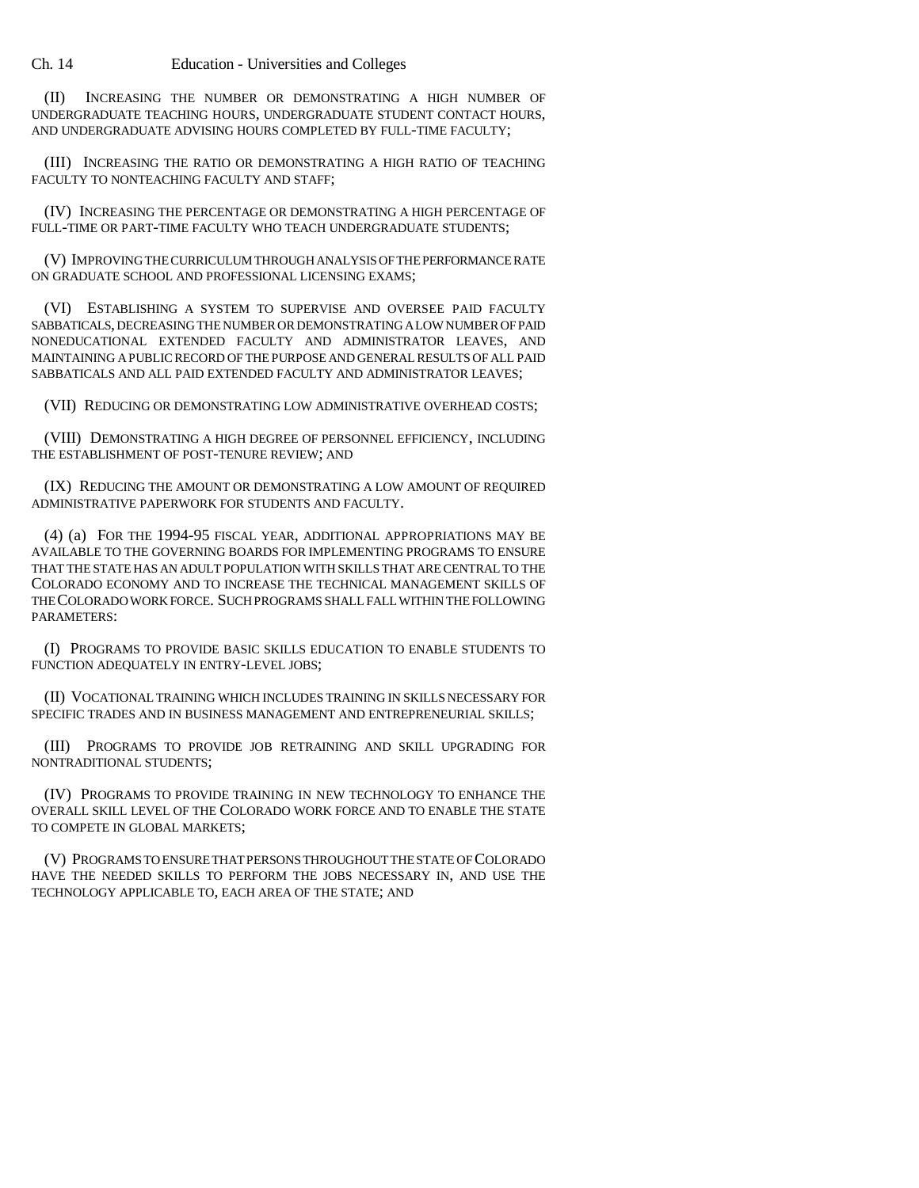(II) INCREASING THE NUMBER OR DEMONSTRATING A HIGH NUMBER OF UNDERGRADUATE TEACHING HOURS, UNDERGRADUATE STUDENT CONTACT HOURS, AND UNDERGRADUATE ADVISING HOURS COMPLETED BY FULL-TIME FACULTY;

(III) INCREASING THE RATIO OR DEMONSTRATING A HIGH RATIO OF TEACHING FACULTY TO NONTEACHING FACULTY AND STAFF;

(IV) INCREASING THE PERCENTAGE OR DEMONSTRATING A HIGH PERCENTAGE OF FULL-TIME OR PART-TIME FACULTY WHO TEACH UNDERGRADUATE STUDENTS;

(V) IMPROVING THE CURRICULUM THROUGH ANALYSIS OF THE PERFORMANCE RATE ON GRADUATE SCHOOL AND PROFESSIONAL LICENSING EXAMS;

(VI) ESTABLISHING A SYSTEM TO SUPERVISE AND OVERSEE PAID FACULTY SABBATICALS, DECREASING THE NUMBER OR DEMONSTRATING A LOW NUMBER OF PAID NONEDUCATIONAL EXTENDED FACULTY AND ADMINISTRATOR LEAVES, AND MAINTAINING A PUBLIC RECORD OF THE PURPOSE AND GENERAL RESULTS OF ALL PAID SABBATICALS AND ALL PAID EXTENDED FACULTY AND ADMINISTRATOR LEAVES;

(VII) REDUCING OR DEMONSTRATING LOW ADMINISTRATIVE OVERHEAD COSTS;

(VIII) DEMONSTRATING A HIGH DEGREE OF PERSONNEL EFFICIENCY, INCLUDING THE ESTABLISHMENT OF POST-TENURE REVIEW; AND

(IX) REDUCING THE AMOUNT OR DEMONSTRATING A LOW AMOUNT OF REQUIRED ADMINISTRATIVE PAPERWORK FOR STUDENTS AND FACULTY.

(4) (a) FOR THE 1994-95 FISCAL YEAR, ADDITIONAL APPROPRIATIONS MAY BE AVAILABLE TO THE GOVERNING BOARDS FOR IMPLEMENTING PROGRAMS TO ENSURE THAT THE STATE HAS AN ADULT POPULATION WITH SKILLS THAT ARE CENTRAL TO THE COLORADO ECONOMY AND TO INCREASE THE TECHNICAL MANAGEMENT SKILLS OF THE COLORADO WORK FORCE. SUCH PROGRAMS SHALL FALL WITHIN THE FOLLOWING PARAMETERS:

(I) PROGRAMS TO PROVIDE BASIC SKILLS EDUCATION TO ENABLE STUDENTS TO FUNCTION ADEQUATELY IN ENTRY-LEVEL JOBS;

(II) VOCATIONAL TRAINING WHICH INCLUDES TRAINING IN SKILLS NECESSARY FOR SPECIFIC TRADES AND IN BUSINESS MANAGEMENT AND ENTREPRENEURIAL SKILLS;

(III) PROGRAMS TO PROVIDE JOB RETRAINING AND SKILL UPGRADING FOR NONTRADITIONAL STUDENTS;

(IV) PROGRAMS TO PROVIDE TRAINING IN NEW TECHNOLOGY TO ENHANCE THE OVERALL SKILL LEVEL OF THE COLORADO WORK FORCE AND TO ENABLE THE STATE TO COMPETE IN GLOBAL MARKETS;

(V) PROGRAMS TO ENSURE THAT PERSONS THROUGHOUT THE STATE OF COLORADO HAVE THE NEEDED SKILLS TO PERFORM THE JOBS NECESSARY IN, AND USE THE TECHNOLOGY APPLICABLE TO, EACH AREA OF THE STATE; AND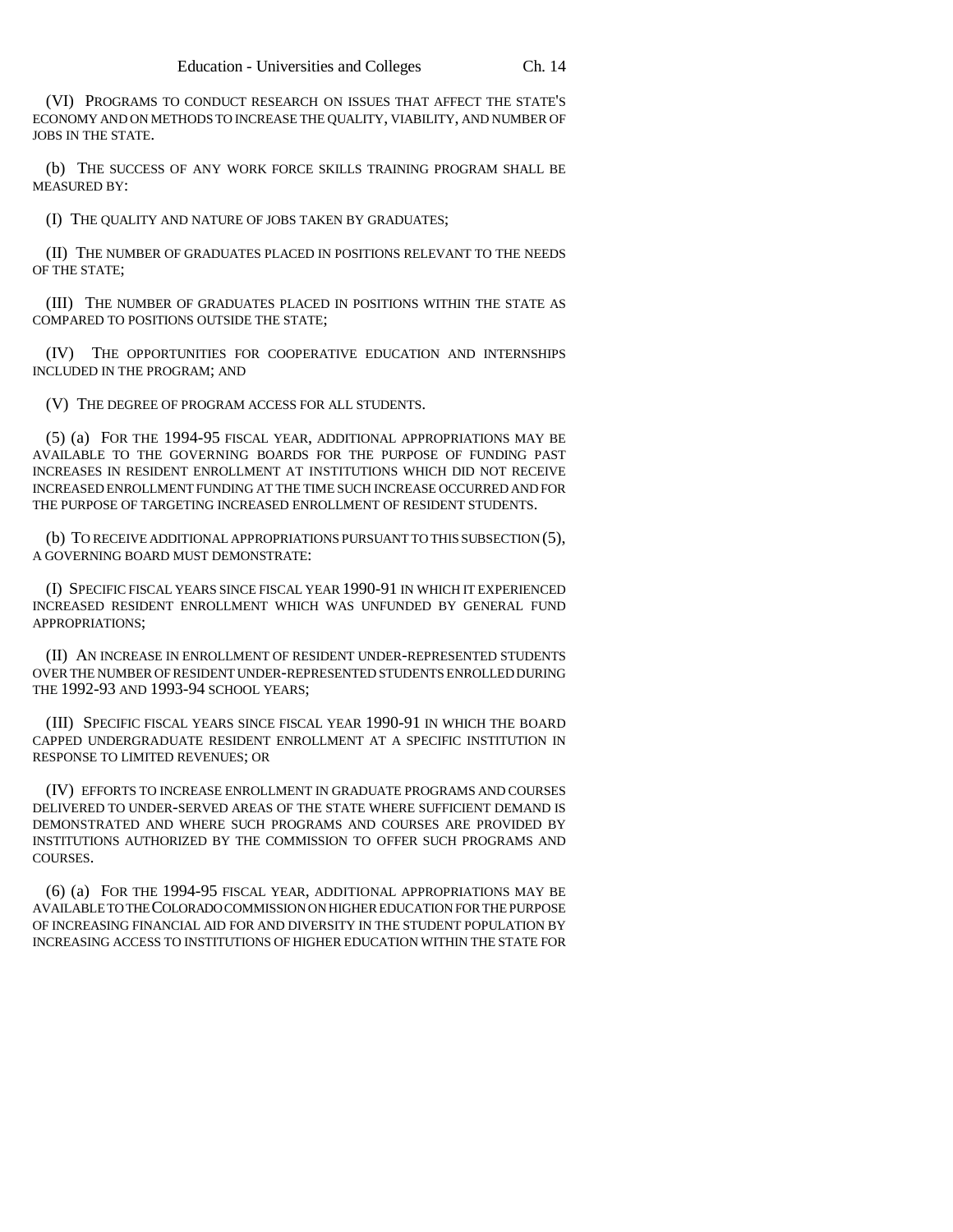(VI) PROGRAMS TO CONDUCT RESEARCH ON ISSUES THAT AFFECT THE STATE'S ECONOMY AND ON METHODS TO INCREASE THE QUALITY, VIABILITY, AND NUMBER OF JOBS IN THE STATE.

(b) THE SUCCESS OF ANY WORK FORCE SKILLS TRAINING PROGRAM SHALL BE MEASURED BY:

(I) THE QUALITY AND NATURE OF JOBS TAKEN BY GRADUATES;

(II) THE NUMBER OF GRADUATES PLACED IN POSITIONS RELEVANT TO THE NEEDS OF THE STATE;

(III) THE NUMBER OF GRADUATES PLACED IN POSITIONS WITHIN THE STATE AS COMPARED TO POSITIONS OUTSIDE THE STATE;

(IV) THE OPPORTUNITIES FOR COOPERATIVE EDUCATION AND INTERNSHIPS INCLUDED IN THE PROGRAM; AND

(V) THE DEGREE OF PROGRAM ACCESS FOR ALL STUDENTS.

(5) (a) FOR THE 1994-95 FISCAL YEAR, ADDITIONAL APPROPRIATIONS MAY BE AVAILABLE TO THE GOVERNING BOARDS FOR THE PURPOSE OF FUNDING PAST INCREASES IN RESIDENT ENROLLMENT AT INSTITUTIONS WHICH DID NOT RECEIVE INCREASED ENROLLMENT FUNDING AT THE TIME SUCH INCREASE OCCURRED AND FOR THE PURPOSE OF TARGETING INCREASED ENROLLMENT OF RESIDENT STUDENTS.

(b) TO RECEIVE ADDITIONAL APPROPRIATIONS PURSUANT TO THIS SUBSECTION (5), A GOVERNING BOARD MUST DEMONSTRATE:

(I) SPECIFIC FISCAL YEARS SINCE FISCAL YEAR 1990-91 IN WHICH IT EXPERIENCED INCREASED RESIDENT ENROLLMENT WHICH WAS UNFUNDED BY GENERAL FUND APPROPRIATIONS;

(II) AN INCREASE IN ENROLLMENT OF RESIDENT UNDER-REPRESENTED STUDENTS OVER THE NUMBER OF RESIDENT UNDER-REPRESENTED STUDENTS ENROLLED DURING THE 1992-93 AND 1993-94 SCHOOL YEARS;

(III) SPECIFIC FISCAL YEARS SINCE FISCAL YEAR 1990-91 IN WHICH THE BOARD CAPPED UNDERGRADUATE RESIDENT ENROLLMENT AT A SPECIFIC INSTITUTION IN RESPONSE TO LIMITED REVENUES; OR

(IV) EFFORTS TO INCREASE ENROLLMENT IN GRADUATE PROGRAMS AND COURSES DELIVERED TO UNDER-SERVED AREAS OF THE STATE WHERE SUFFICIENT DEMAND IS DEMONSTRATED AND WHERE SUCH PROGRAMS AND COURSES ARE PROVIDED BY INSTITUTIONS AUTHORIZED BY THE COMMISSION TO OFFER SUCH PROGRAMS AND COURSES.

(6) (a) FOR THE 1994-95 FISCAL YEAR, ADDITIONAL APPROPRIATIONS MAY BE AVAILABLE TO THE COLORADO COMMISSION ON HIGHER EDUCATION FOR THE PURPOSE OF INCREASING FINANCIAL AID FOR AND DIVERSITY IN THE STUDENT POPULATION BY INCREASING ACCESS TO INSTITUTIONS OF HIGHER EDUCATION WITHIN THE STATE FOR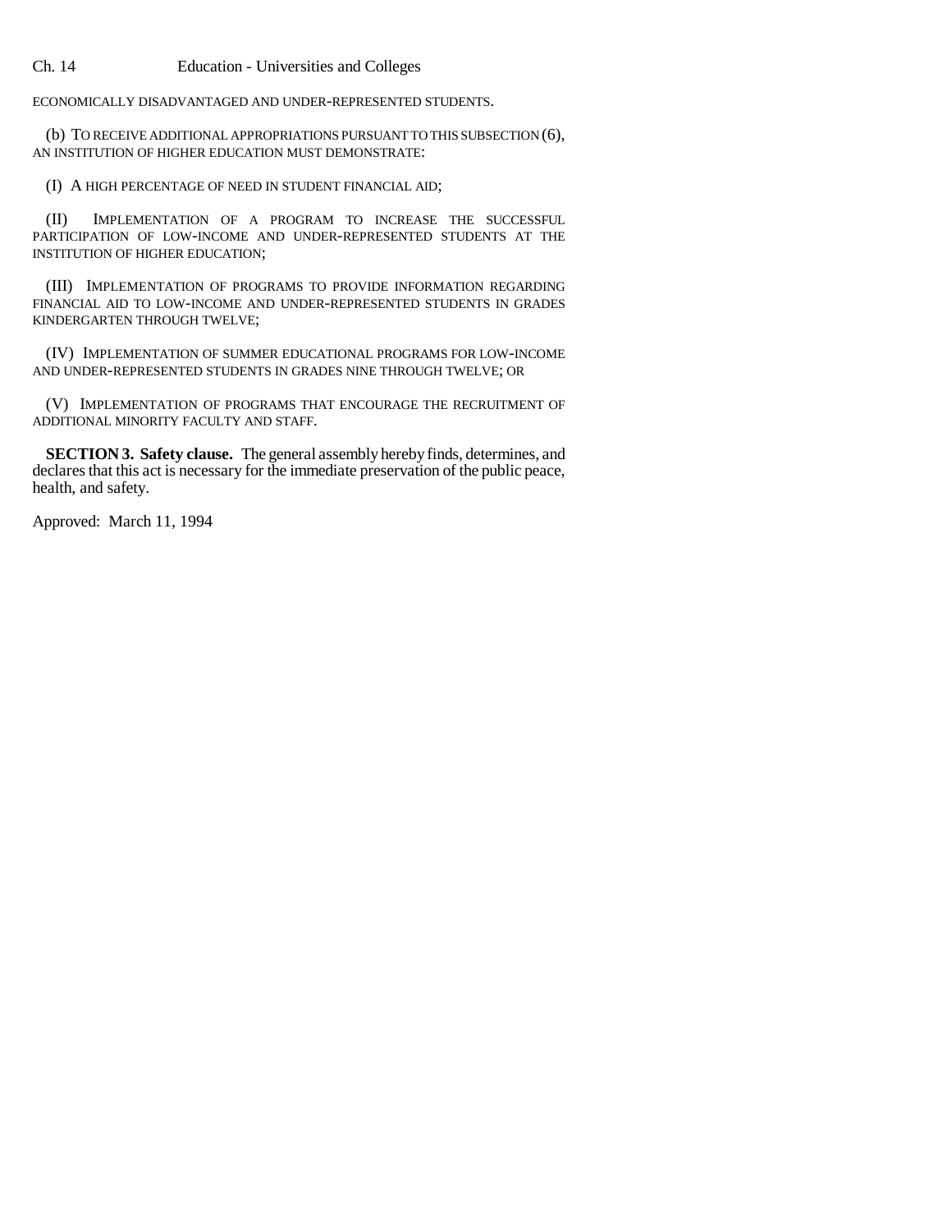ECONOMICALLY DISADVANTAGED AND UNDER-REPRESENTED STUDENTS.

(b) TO RECEIVE ADDITIONAL APPROPRIATIONS PURSUANT TO THIS SUBSECTION (6), AN INSTITUTION OF HIGHER EDUCATION MUST DEMONSTRATE:

(I) A HIGH PERCENTAGE OF NEED IN STUDENT FINANCIAL AID;

(II) IMPLEMENTATION OF A PROGRAM TO INCREASE THE SUCCESSFUL PARTICIPATION OF LOW-INCOME AND UNDER-REPRESENTED STUDENTS AT THE INSTITUTION OF HIGHER EDUCATION;

(III) IMPLEMENTATION OF PROGRAMS TO PROVIDE INFORMATION REGARDING FINANCIAL AID TO LOW-INCOME AND UNDER-REPRESENTED STUDENTS IN GRADES KINDERGARTEN THROUGH TWELVE;

(IV) IMPLEMENTATION OF SUMMER EDUCATIONAL PROGRAMS FOR LOW-INCOME AND UNDER-REPRESENTED STUDENTS IN GRADES NINE THROUGH TWELVE; OR

(V) IMPLEMENTATION OF PROGRAMS THAT ENCOURAGE THE RECRUITMENT OF ADDITIONAL MINORITY FACULTY AND STAFF.

**SECTION 3. Safety clause.** The general assembly hereby finds, determines, and declares that this act is necessary for the immediate preservation of the public peace, health, and safety.

Approved: March 11, 1994